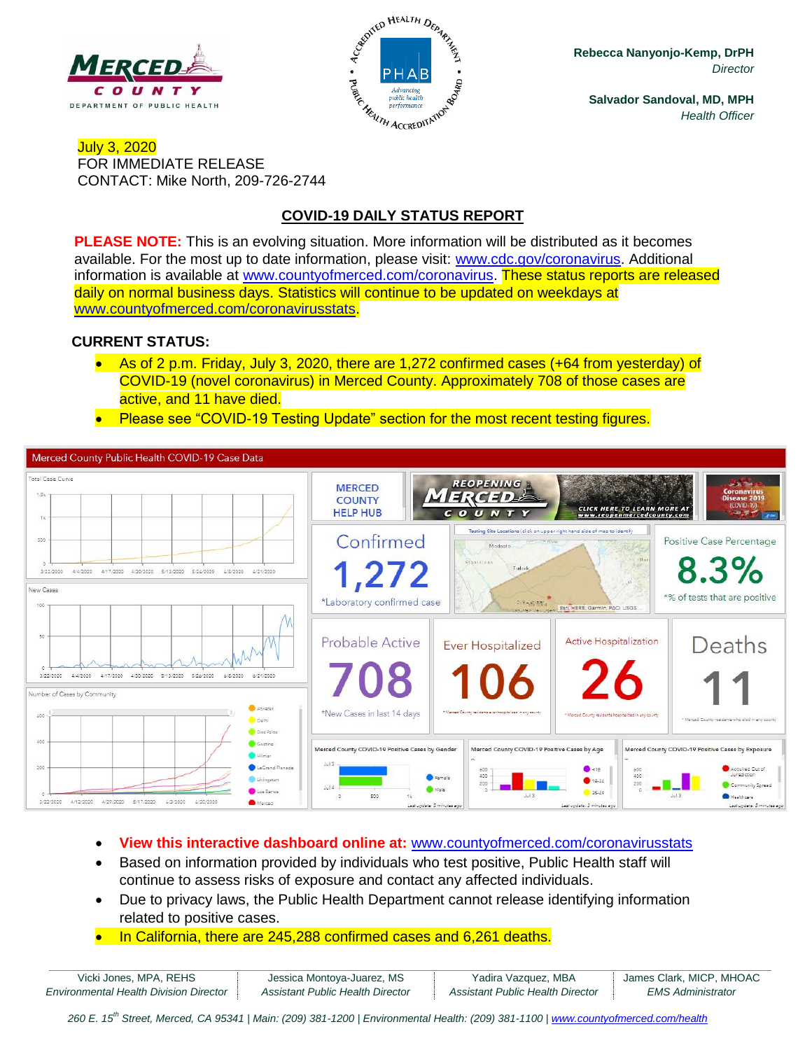MERCED COUNTY
DEPARTMENT OF PUBLIC HEALTH

**Rebecca Nanyonjo-Kemp, DrPH**
*Director*

**Salvador Sandoval, MD, MPH**
*Health Officer*

July 3, 2020
FOR IMMEDIATE RELEASE
CONTACT: Mike North, 209-726-2744

## COVID-19 DAILY STATUS REPORT

**PLEASE NOTE:** This is an evolving situation. More information will be distributed as it becomes available. For the most up to date information, please visit: www.cdc.gov/coronavirus. Additional information is available at www.countyofmerced.com/coronavirus. These status reports are released daily on normal business days. Statistics will continue to be updated on weekdays at www.countyofmerced.com/coronavirusstats.

**CURRENT STATUS:**

- As of 2 p.m. Friday, July 3, 2020, there are 1,272 confirmed cases (+64 from yesterday) of COVID-19 (novel coronavirus) in Merced County. Approximately 708 of those cases are active, and 11 have died.
- Please see "COVID-19 Testing Update" section for the most recent testing figures.

Merced County Public Health COVID-19 Case Data

- Confirmed: 1,272 (*Laboratory confirmed case)
- Positive Case Percentage: 8.3% (*% of tests that are positive)
- Probable Active: 708 (*New Cases in last 14 days)
- Ever Hospitalized: 106
- Active Hospitalization: 26
- Deaths: 11

- **View this interactive dashboard online at:** www.countyofmerced.com/coronavirusstats
- Based on information provided by individuals who test positive, Public Health staff will continue to assess risks of exposure and contact any affected individuals.
- Due to privacy laws, the Public Health Department cannot release identifying information related to positive cases.
- In California, there are 245,288 confirmed cases and 6,261 deaths.

| Vicki Jones, MPA, REHS | Jessica Montoya-Juarez, MS | Yadira Vazquez, MBA | James Clark, MICP, MHOAC |
|---|---|---|---|
| *Environmental Health Division Director* | *Assistant Public Health Director* | *Assistant Public Health Director* | *EMS Administrator* |

*260 E. 15th Street, Merced, CA 95341 | Main: (209) 381-1200 | Environmental Health: (209) 381-1100 | www.countyofmerced.com/health*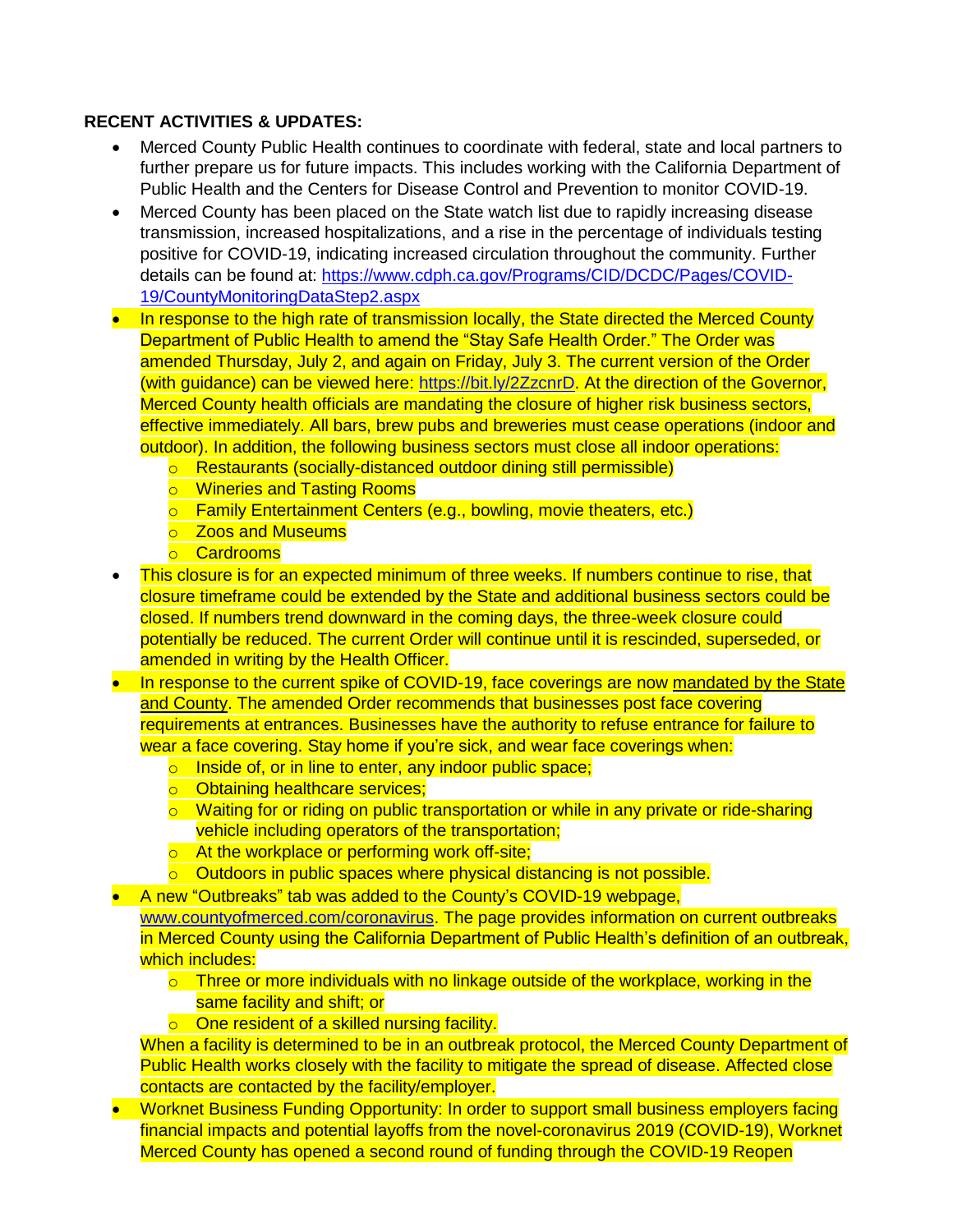**RECENT ACTIVITIES & UPDATES:**

- Merced County Public Health continues to coordinate with federal, state and local partners to further prepare us for future impacts. This includes working with the California Department of Public Health and the Centers for Disease Control and Prevention to monitor COVID-19.
- Merced County has been placed on the State watch list due to rapidly increasing disease transmission, increased hospitalizations, and a rise in the percentage of individuals testing positive for COVID-19, indicating increased circulation throughout the community. Further details can be found at: https://www.cdph.ca.gov/Programs/CID/DCDC/Pages/COVID-19/CountyMonitoringDataStep2.aspx
- In response to the high rate of transmission locally, the State directed the Merced County Department of Public Health to amend the "Stay Safe Health Order." The Order was amended Thursday, July 2, and again on Friday, July 3. The current version of the Order (with guidance) can be viewed here: https://bit.ly/2ZzcnrD. At the direction of the Governor, Merced County health officials are mandating the closure of higher risk business sectors, effective immediately. All bars, brew pubs and breweries must cease operations (indoor and outdoor). In addition, the following business sectors must close all indoor operations:
  - Restaurants (socially-distanced outdoor dining still permissible)
  - Wineries and Tasting Rooms
  - Family Entertainment Centers (e.g., bowling, movie theaters, etc.)
  - Zoos and Museums
  - Cardrooms
- This closure is for an expected minimum of three weeks. If numbers continue to rise, that closure timeframe could be extended by the State and additional business sectors could be closed. If numbers trend downward in the coming days, the three-week closure could potentially be reduced. The current Order will continue until it is rescinded, superseded, or amended in writing by the Health Officer.
- In response to the current spike of COVID-19, face coverings are now mandated by the State and County. The amended Order recommends that businesses post face covering requirements at entrances. Businesses have the authority to refuse entrance for failure to wear a face covering. Stay home if you're sick, and wear face coverings when:
  - Inside of, or in line to enter, any indoor public space;
  - Obtaining healthcare services;
  - Waiting for or riding on public transportation or while in any private or ride-sharing vehicle including operators of the transportation;
  - At the workplace or performing work off-site;
  - Outdoors in public spaces where physical distancing is not possible.
- A new "Outbreaks" tab was added to the County's COVID-19 webpage, www.countyofmerced.com/coronavirus. The page provides information on current outbreaks in Merced County using the California Department of Public Health's definition of an outbreak, which includes:
  - Three or more individuals with no linkage outside of the workplace, working in the same facility and shift; or
  - One resident of a skilled nursing facility.

  When a facility is determined to be in an outbreak protocol, the Merced County Department of Public Health works closely with the facility to mitigate the spread of disease. Affected close contacts are contacted by the facility/employer.
- Worknet Business Funding Opportunity: In order to support small business employers facing financial impacts and potential layoffs from the novel-coronavirus 2019 (COVID-19), Worknet Merced County has opened a second round of funding through the COVID-19 Reopen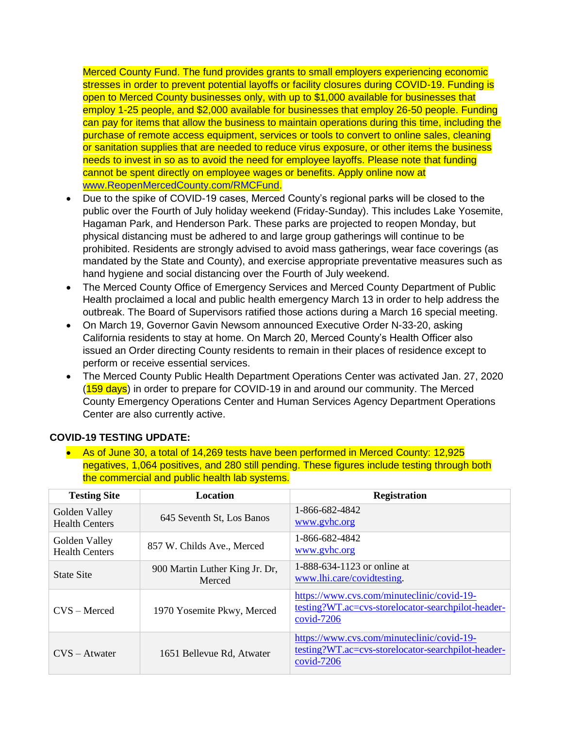Merced County Fund. The fund provides grants to small employers experiencing economic stresses in order to prevent potential layoffs or facility closures during COVID-19. Funding is open to Merced County businesses only, with up to $1,000 available for businesses that employ 1-25 people, and $2,000 available for businesses that employ 26-50 people. Funding can pay for items that allow the business to maintain operations during this time, including the purchase of remote access equipment, services or tools to convert to online sales, cleaning or sanitation supplies that are needed to reduce virus exposure, or other items the business needs to invest in so as to avoid the need for employee layoffs. Please note that funding cannot be spent directly on employee wages or benefits. Apply online now at www.ReopenMercedCounty.com/RMCFund.

- Due to the spike of COVID-19 cases, Merced County's regional parks will be closed to the public over the Fourth of July holiday weekend (Friday-Sunday). This includes Lake Yosemite, Hagaman Park, and Henderson Park. These parks are projected to reopen Monday, but physical distancing must be adhered to and large group gatherings will continue to be prohibited. Residents are strongly advised to avoid mass gatherings, wear face coverings (as mandated by the State and County), and exercise appropriate preventative measures such as hand hygiene and social distancing over the Fourth of July weekend.
- The Merced County Office of Emergency Services and Merced County Department of Public Health proclaimed a local and public health emergency March 13 in order to help address the outbreak. The Board of Supervisors ratified those actions during a March 16 special meeting.
- On March 19, Governor Gavin Newsom announced Executive Order N-33-20, asking California residents to stay at home. On March 20, Merced County's Health Officer also issued an Order directing County residents to remain in their places of residence except to perform or receive essential services.
- The Merced County Public Health Department Operations Center was activated Jan. 27, 2020 (159 days) in order to prepare for COVID-19 in and around our community. The Merced County Emergency Operations Center and Human Services Agency Department Operations Center are also currently active.

**COVID-19 TESTING UPDATE:**

- As of June 30, a total of 14,269 tests have been performed in Merced County: 12,925 negatives, 1,064 positives, and 280 still pending. These figures include testing through both the commercial and public health lab systems.

| Testing Site | Location | Registration |
|---|---|---|
| Golden Valley Health Centers | 645 Seventh St, Los Banos | 1-866-682-4842 www.gvhc.org |
| Golden Valley Health Centers | 857 W. Childs Ave., Merced | 1-866-682-4842 www.gvhc.org |
| State Site | 900 Martin Luther King Jr. Dr, Merced | 1-888-634-1123 or online at www.lhi.care/covidtesting. |
| CVS – Merced | 1970 Yosemite Pkwy, Merced | https://www.cvs.com/minuteclinic/covid-19-testing?WT.ac=cvs-storelocator-searchpilot-header-covid-7206 |
| CVS – Atwater | 1651 Bellevue Rd, Atwater | https://www.cvs.com/minuteclinic/covid-19-testing?WT.ac=cvs-storelocator-searchpilot-header-covid-7206 |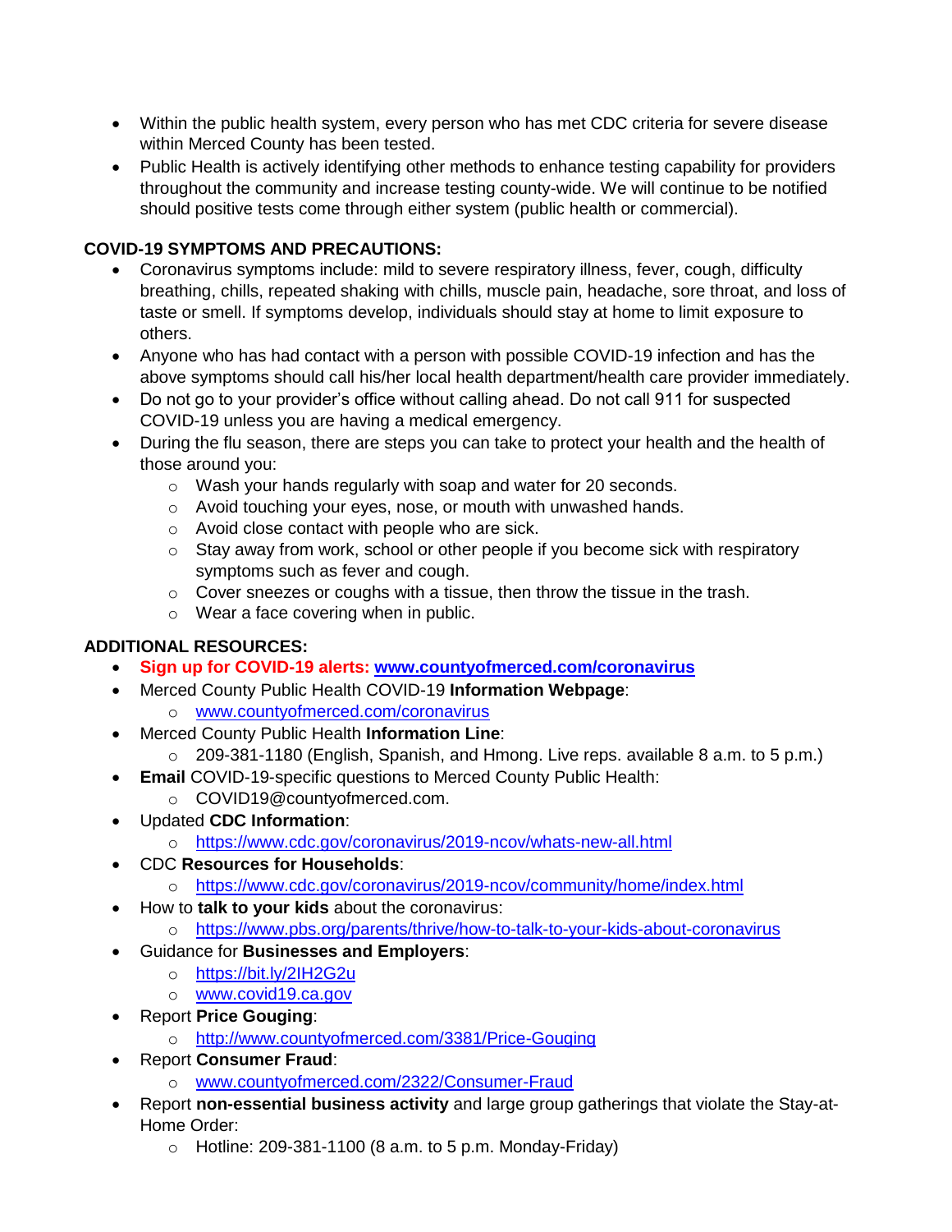- Within the public health system, every person who has met CDC criteria for severe disease within Merced County has been tested.
- Public Health is actively identifying other methods to enhance testing capability for providers throughout the community and increase testing county-wide. We will continue to be notified should positive tests come through either system (public health or commercial).

**COVID-19 SYMPTOMS AND PRECAUTIONS:**

- Coronavirus symptoms include: mild to severe respiratory illness, fever, cough, difficulty breathing, chills, repeated shaking with chills, muscle pain, headache, sore throat, and loss of taste or smell. If symptoms develop, individuals should stay at home to limit exposure to others.
- Anyone who has had contact with a person with possible COVID-19 infection and has the above symptoms should call his/her local health department/health care provider immediately.
- Do not go to your provider's office without calling ahead. Do not call 911 for suspected COVID-19 unless you are having a medical emergency.
- During the flu season, there are steps you can take to protect your health and the health of those around you:
  - Wash your hands regularly with soap and water for 20 seconds.
  - Avoid touching your eyes, nose, or mouth with unwashed hands.
  - Avoid close contact with people who are sick.
  - Stay away from work, school or other people if you become sick with respiratory symptoms such as fever and cough.
  - Cover sneezes or coughs with a tissue, then throw the tissue in the trash.
  - Wear a face covering when in public.

**ADDITIONAL RESOURCES:**

- **Sign up for COVID-19 alerts: [www.countyofmerced.com/coronavirus](www.countyofmerced.com/coronavirus)**
- Merced County Public Health COVID-19 **Information Webpage**:
  - [www.countyofmerced.com/coronavirus](www.countyofmerced.com/coronavirus)
- Merced County Public Health **Information Line**:
  - 209-381-1180 (English, Spanish, and Hmong. Live reps. available 8 a.m. to 5 p.m.)
- **Email** COVID-19-specific questions to Merced County Public Health:
  - COVID19@countyofmerced.com.
- Updated **CDC Information**:
  - [https://www.cdc.gov/coronavirus/2019-ncov/whats-new-all.html](https://www.cdc.gov/coronavirus/2019-ncov/whats-new-all.html)
- CDC **Resources for Households**:
  - [https://www.cdc.gov/coronavirus/2019-ncov/community/home/index.html](https://www.cdc.gov/coronavirus/2019-ncov/community/home/index.html)
- How to **talk to your kids** about the coronavirus:
  - [https://www.pbs.org/parents/thrive/how-to-talk-to-your-kids-about-coronavirus](https://www.pbs.org/parents/thrive/how-to-talk-to-your-kids-about-coronavirus)
- Guidance for **Businesses and Employers**:
  - [https://bit.ly/2IH2G2u](https://bit.ly/2IH2G2u)
  - [www.covid19.ca.gov](www.covid19.ca.gov)
- Report **Price Gouging**:
  - [http://www.countyofmerced.com/3381/Price-Gouging](http://www.countyofmerced.com/3381/Price-Gouging)
- Report **Consumer Fraud**:
  - [www.countyofmerced.com/2322/Consumer-Fraud](www.countyofmerced.com/2322/Consumer-Fraud)
- Report **non-essential business activity** and large group gatherings that violate the Stay-at-Home Order:
  - Hotline: 209-381-1100 (8 a.m. to 5 p.m. Monday-Friday)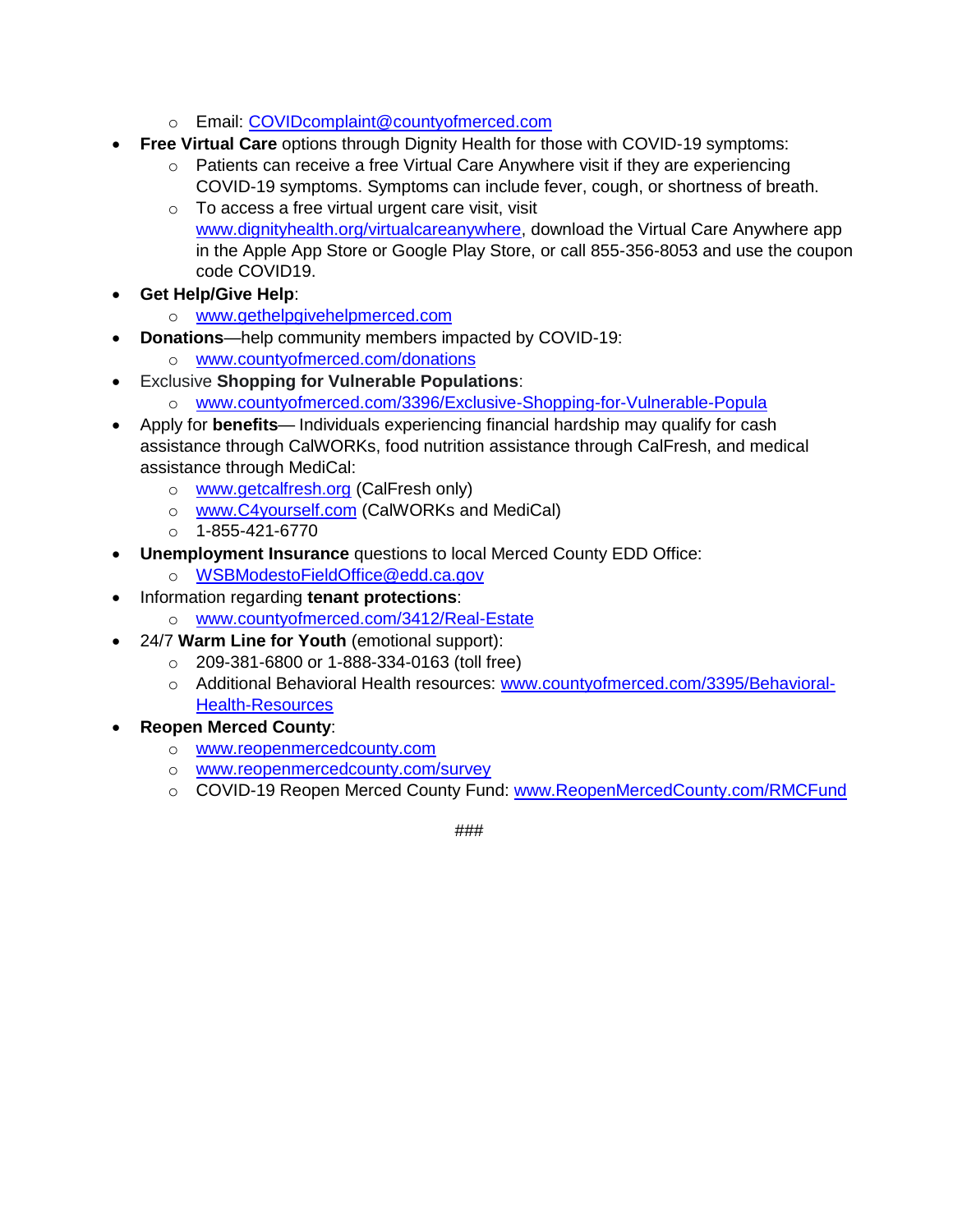- Email: COVIDcomplaint@countyofmerced.com
- **Free Virtual Care** options through Dignity Health for those with COVID-19 symptoms:
    - Patients can receive a free Virtual Care Anywhere visit if they are experiencing COVID-19 symptoms. Symptoms can include fever, cough, or shortness of breath.
    - To access a free virtual urgent care visit, visit www.dignityhealth.org/virtualcareanywhere, download the Virtual Care Anywhere app in the Apple App Store or Google Play Store, or call 855-356-8053 and use the coupon code COVID19.
- **Get Help/Give Help**:
    - www.gethelpgivehelpmerced.com
- **Donations**—help community members impacted by COVID-19:
    - www.countyofmerced.com/donations
- Exclusive **Shopping for Vulnerable Populations**:
    - www.countyofmerced.com/3396/Exclusive-Shopping-for-Vulnerable-Popula
- Apply for **benefits**— Individuals experiencing financial hardship may qualify for cash assistance through CalWORKs, food nutrition assistance through CalFresh, and medical assistance through MediCal:
    - www.getcalfresh.org (CalFresh only)
    - www.C4yourself.com (CalWORKs and MediCal)
    - 1-855-421-6770
- **Unemployment Insurance** questions to local Merced County EDD Office:
    - WSBModestoFieldOffice@edd.ca.gov
- Information regarding **tenant protections**:
    - www.countyofmerced.com/3412/Real-Estate
- 24/7 **Warm Line for Youth** (emotional support):
    - 209-381-6800 or 1-888-334-0163 (toll free)
    - Additional Behavioral Health resources: www.countyofmerced.com/3395/Behavioral-Health-Resources
- **Reopen Merced County**:
    - www.reopenmercedcounty.com
    - www.reopenmercedcounty.com/survey
    - COVID-19 Reopen Merced County Fund: www.ReopenMercedCounty.com/RMCFund

###